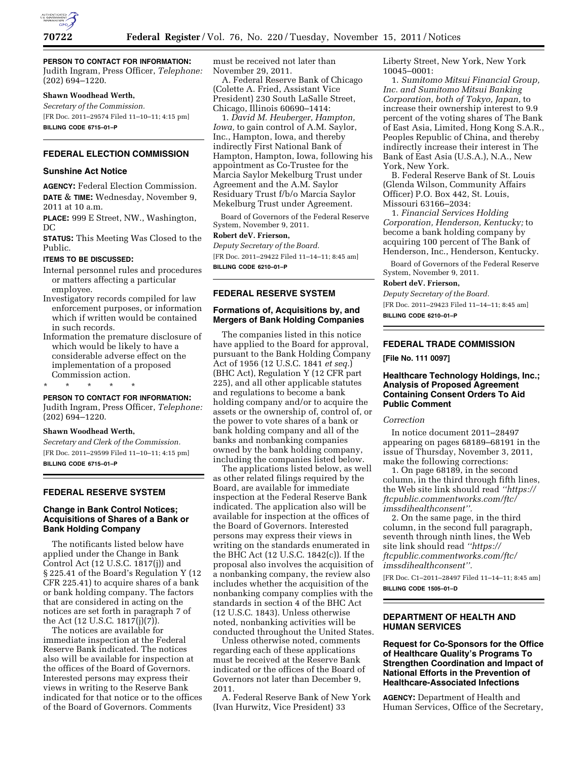**PERSON TO CONTACT FOR INFORMATION:** Judith Ingram, Press Officer, *Telephone:* (202) 694–1220.

**Shawn Woodhead Werth,**

*Secretary of the Commission.*

[FR Doc. 2011–29574 Filed 11–10–11; 4:15 pm]

**BILLING CODE 6715–01–P**

## FEDERAL ELECTION COMMISSION

### Sunshine Act Notice

**AGENCY:** Federal Election Commission.

**DATE & TIME:** Wednesday, November 9, 2011 at 10 a.m.

**PLACE:** 999 E Street, NW., Washington, DC

**STATUS:** This Meeting Was Closed to the Public.

**ITEMS TO BE DISCUSSED:**

Internal personnel rules and procedures or matters affecting a particular employee.

Investigatory records compiled for law enforcement purposes, or information which if written would be contained in such records.

Information the premature disclosure of which would be likely to have a considerable adverse effect on the implementation of a proposed Commission action.

\* \* \* \* \*

**PERSON TO CONTACT FOR INFORMATION:** Judith Ingram, Press Officer, *Telephone:* (202) 694–1220.

**Shawn Woodhead Werth,**

*Secretary and Clerk of the Commission.*

[FR Doc. 2011–29599 Filed 11–10–11; 4:15 pm]

**BILLING CODE 6715–01–P**

## FEDERAL RESERVE SYSTEM

### Change in Bank Control Notices; Acquisitions of Shares of a Bank or Bank Holding Company

The notificants listed below have applied under the Change in Bank Control Act (12 U.S.C. 1817(j)) and § 225.41 of the Board's Regulation Y (12 CFR 225.41) to acquire shares of a bank or bank holding company. The factors that are considered in acting on the notices are set forth in paragraph 7 of the Act (12 U.S.C. 1817(j)(7)).

The notices are available for immediate inspection at the Federal Reserve Bank indicated. The notices also will be available for inspection at the offices of the Board of Governors. Interested persons may express their views in writing to the Reserve Bank indicated for that notice or to the offices of the Board of Governors. Comments must be received not later than November 29, 2011.

A. Federal Reserve Bank of Chicago (Colette A. Fried, Assistant Vice President) 230 South LaSalle Street, Chicago, Illinois 60690–1414:

1. *David M. Heuberger, Hampton, Iowa,* to gain control of A.M. Saylor, Inc., Hampton, Iowa, and thereby indirectly First National Bank of Hampton, Hampton, Iowa, following his appointment as Co-Trustee for the Marcia Saylor Mekelburg Trust under Agreement and the A.M. Saylor Residuary Trust f/b/o Marcia Saylor Mekelburg Trust under Agreement.

Board of Governors of the Federal Reserve System, November 9, 2011.

**Robert deV. Frierson,**

*Deputy Secretary of the Board.*

[FR Doc. 2011–29422 Filed 11–14–11; 8:45 am]

**BILLING CODE 6210–01–P**

## FEDERAL RESERVE SYSTEM

### Formations of, Acquisitions by, and Mergers of Bank Holding Companies

The companies listed in this notice have applied to the Board for approval, pursuant to the Bank Holding Company Act of 1956 (12 U.S.C. 1841 *et seq.*) (BHC Act), Regulation Y (12 CFR part 225), and all other applicable statutes and regulations to become a bank holding company and/or to acquire the assets or the ownership of, control of, or the power to vote shares of a bank or bank holding company and all of the banks and nonbanking companies owned by the bank holding company, including the companies listed below.

The applications listed below, as well as other related filings required by the Board, are available for immediate inspection at the Federal Reserve Bank indicated. The application also will be available for inspection at the offices of the Board of Governors. Interested persons may express their views in writing on the standards enumerated in the BHC Act (12 U.S.C. 1842(c)). If the proposal also involves the acquisition of a nonbanking company, the review also includes whether the acquisition of the nonbanking company complies with the standards in section 4 of the BHC Act (12 U.S.C. 1843). Unless otherwise noted, nonbanking activities will be conducted throughout the United States.

Unless otherwise noted, comments regarding each of these applications must be received at the Reserve Bank indicated or the offices of the Board of Governors not later than December 9, 2011.

A. Federal Reserve Bank of New York (Ivan Hurwitz, Vice President) 33 Liberty Street, New York, New York 10045–0001:

1. *Sumitomo Mitsui Financial Group, Inc. and Sumitomo Mitsui Banking Corporation, both of Tokyo, Japan,* to increase their ownership interest to 9.9 percent of the voting shares of The Bank of East Asia, Limited, Hong Kong S.A.R., Peoples Republic of China, and thereby indirectly increase their interest in The Bank of East Asia (U.S.A.), N.A., New York, New York.

B. Federal Reserve Bank of St. Louis (Glenda Wilson, Community Affairs Officer) P.O. Box 442, St. Louis, Missouri 63166–2034:

1. *Financial Services Holding Corporation, Henderson, Kentucky;* to become a bank holding company by acquiring 100 percent of The Bank of Henderson, Inc., Henderson, Kentucky.

Board of Governors of the Federal Reserve System, November 9, 2011.

**Robert deV. Frierson,**

*Deputy Secretary of the Board.*

[FR Doc. 2011–29423 Filed 11–14–11; 8:45 am]

**BILLING CODE 6210–01–P**

## FEDERAL TRADE COMMISSION

**[File No. 111 0097]**

### Healthcare Technology Holdings, Inc.; Analysis of Proposed Agreement Containing Consent Orders To Aid Public Comment

*Correction*

In notice document 2011–28497 appearing on pages 68189–68191 in the issue of Thursday, November 3, 2011, make the following corrections:

1. On page 68189, in the second column, in the third through fifth lines, the Web site link should read *''https://ftcpublic.commentworks.com/ftc/imssdihealthconsent''.*

2. On the same page, in the third column, in the second full paragraph, seventh through ninth lines, the Web site link should read *''https://ftcpublic.commentworks.com/ftc/imssdihealthconsent''.*

[FR Doc. C1–2011–28497 Filed 11–14–11; 8:45 am]

**BILLING CODE 1505–01–D**

## DEPARTMENT OF HEALTH AND HUMAN SERVICES

### Request for Co-Sponsors for the Office of Healthcare Quality's Programs To Strengthen Coordination and Impact of National Efforts in the Prevention of Healthcare-Associated Infections

**AGENCY:** Department of Health and Human Services, Office of the Secretary,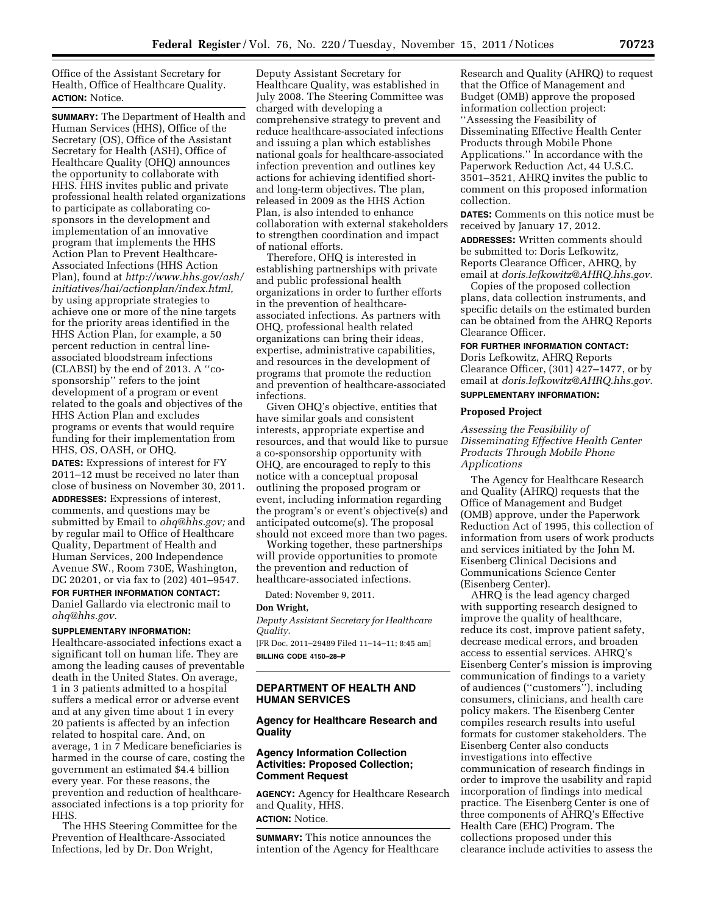Office of the Assistant Secretary for Health, Office of Healthcare Quality.

**ACTION:** Notice.

**SUMMARY:** The Department of Health and Human Services (HHS), Office of the Secretary (OS), Office of the Assistant Secretary for Health (ASH), Office of Healthcare Quality (OHQ) announces the opportunity to collaborate with HHS. HHS invites public and private professional health related organizations to participate as collaborating co-sponsors in the development and implementation of an innovative program that implements the HHS Action Plan to Prevent Healthcare-Associated Infections (HHS Action Plan), found at *http://www.hhs.gov/ash/initiatives/hai/actionplan/index.html,* by using appropriate strategies to achieve one or more of the nine targets for the priority areas identified in the HHS Action Plan, for example, a 50 percent reduction in central line-associated bloodstream infections (CLABSI) by the end of 2013. A ''co-sponsorship'' refers to the joint development of a program or event related to the goals and objectives of the HHS Action Plan and excludes programs or events that would require funding for their implementation from HHS, OS, OASH, or OHQ.

**DATES:** Expressions of interest for FY 2011–12 must be received no later than close of business on November 30, 2011.

**ADDRESSES:** Expressions of interest, comments, and questions may be submitted by Email to *ohq@hhs.gov;* and by regular mail to Office of Healthcare Quality, Department of Health and Human Services, 200 Independence Avenue SW., Room 730E, Washington, DC 20201, or via fax to (202) 401–9547.

**FOR FURTHER INFORMATION CONTACT:** Daniel Gallardo via electronic mail to *ohq@hhs.gov*.

**SUPPLEMENTARY INFORMATION:** Healthcare-associated infections exact a significant toll on human life. They are among the leading causes of preventable death in the United States. On average, 1 in 3 patients admitted to a hospital suffers a medical error or adverse event and at any given time about 1 in every 20 patients is affected by an infection related to hospital care. And, on average, 1 in 7 Medicare beneficiaries is harmed in the course of care, costing the government an estimated $4.4 billion every year. For these reasons, the prevention and reduction of healthcare-associated infections is a top priority for HHS.

The HHS Steering Committee for the Prevention of Healthcare-Associated Infections, led by Dr. Don Wright, Deputy Assistant Secretary for Healthcare Quality, was established in July 2008. The Steering Committee was charged with developing a comprehensive strategy to prevent and reduce healthcare-associated infections and issuing a plan which establishes national goals for healthcare-associated infection prevention and outlines key actions for achieving identified short- and long-term objectives. The plan, released in 2009 as the HHS Action Plan, is also intended to enhance collaboration with external stakeholders to strengthen coordination and impact of national efforts.

Therefore, OHQ is interested in establishing partnerships with private and public professional health organizations in order to further efforts in the prevention of healthcare-associated infections. As partners with OHQ, professional health related organizations can bring their ideas, expertise, administrative capabilities, and resources in the development of programs that promote the reduction and prevention of healthcare-associated infections.

Given OHQ's objective, entities that have similar goals and consistent interests, appropriate expertise and resources, and that would like to pursue a co-sponsorship opportunity with OHQ, are encouraged to reply to this notice with a conceptual proposal outlining the proposed program or event, including information regarding the program's or event's objective(s) and anticipated outcome(s). The proposal should not exceed more than two pages.

Working together, these partnerships will provide opportunities to promote the prevention and reduction of healthcare-associated infections.

Dated: November 9, 2011.

**Don Wright,**

*Deputy Assistant Secretary for Healthcare Quality.*

[FR Doc. 2011–29489 Filed 11–14–11; 8:45 am]

**BILLING CODE 4150–28–P**

## DEPARTMENT OF HEALTH AND HUMAN SERVICES

### Agency for Healthcare Research and Quality

### Agency Information Collection Activities: Proposed Collection; Comment Request

**AGENCY:** Agency for Healthcare Research and Quality, HHS.

**ACTION:** Notice.

**SUMMARY:** This notice announces the intention of the Agency for Healthcare Research and Quality (AHRQ) to request that the Office of Management and Budget (OMB) approve the proposed information collection project: ''Assessing the Feasibility of Disseminating Effective Health Center Products through Mobile Phone Applications.'' In accordance with the Paperwork Reduction Act, 44 U.S.C. 3501–3521, AHRQ invites the public to comment on this proposed information collection.

**DATES:** Comments on this notice must be received by January 17, 2012.

**ADDRESSES:** Written comments should be submitted to: Doris Lefkowitz, Reports Clearance Officer, AHRQ, by email at *doris.lefkowitz@AHRQ.hhs.gov*.

Copies of the proposed collection plans, data collection instruments, and specific details on the estimated burden can be obtained from the AHRQ Reports Clearance Officer.

**FOR FURTHER INFORMATION CONTACT:** Doris Lefkowitz, AHRQ Reports Clearance Officer, (301) 427–1477, or by email at *doris.lefkowitz@AHRQ.hhs.gov*.

**SUPPLEMENTARY INFORMATION:**

**Proposed Project**

*Assessing the Feasibility of Disseminating Effective Health Center Products Through Mobile Phone Applications*

The Agency for Healthcare Research and Quality (AHRQ) requests that the Office of Management and Budget (OMB) approve, under the Paperwork Reduction Act of 1995, this collection of information from users of work products and services initiated by the John M. Eisenberg Clinical Decisions and Communications Science Center (Eisenberg Center).

AHRQ is the lead agency charged with supporting research designed to improve the quality of healthcare, reduce its cost, improve patient safety, decrease medical errors, and broaden access to essential services. AHRQ's Eisenberg Center's mission is improving communication of findings to a variety of audiences (''customers''), including consumers, clinicians, and health care policy makers. The Eisenberg Center compiles research results into useful formats for customer stakeholders. The Eisenberg Center also conducts investigations into effective communication of research findings in order to improve the usability and rapid incorporation of findings into medical practice. The Eisenberg Center is one of three components of AHRQ's Effective Health Care (EHC) Program. The collections proposed under this clearance include activities to assess the